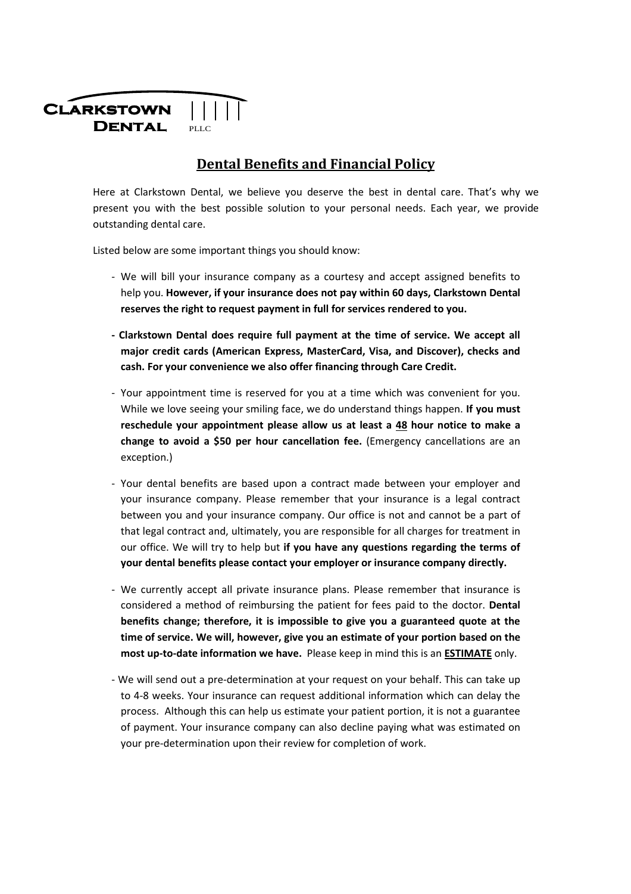**Clarkstown Dental** PLLC

## Dental Benefits and Financial Policy

Here at Clarkstown Dental, we believe you deserve the best in dental care. That's why we present you with the best possible solution to your personal needs. Each year, we provide outstanding dental care.

Listed below are some important things you should know:

- We will bill your insurance company as a courtesy and accept assigned benefits to help you. **However, if your insurance does not pay within 60 days, Clarkstown Dental reserves the right to request payment in full for services rendered to you.**

- **Clarkstown Dental does require full payment at the time of service. We accept all major credit cards (American Express, MasterCard, Visa, and Discover), checks and cash. For your convenience we also offer financing through Care Credit.**

- Your appointment time is reserved for you at a time which was convenient for you. While we love seeing your smiling face, we do understand things happen. **If you must reschedule your appointment please allow us at least a <u>48</u> hour notice to make a change to avoid a $50 per hour cancellation fee.** (Emergency cancellations are an exception.)

- Your dental benefits are based upon a contract made between your employer and your insurance company. Please remember that your insurance is a legal contract between you and your insurance company. Our office is not and cannot be a part of that legal contract and, ultimately, you are responsible for all charges for treatment in our office. We will try to help but **if you have any questions regarding the terms of your dental benefits please contact your employer or insurance company directly.**

- We currently accept all private insurance plans. Please remember that insurance is considered a method of reimbursing the patient for fees paid to the doctor. **Dental benefits change; therefore, it is impossible to give you a guaranteed quote at the time of service. We will, however, give you an estimate of your portion based on the most up-to-date information we have.** Please keep in mind this is an **<u>ESTIMATE</u>** only.

- We will send out a pre-determination at your request on your behalf. This can take up to 4-8 weeks. Your insurance can request additional information which can delay the process. Although this can help us estimate your patient portion, it is not a guarantee of payment. Your insurance company can also decline paying what was estimated on your pre-determination upon their review for completion of work.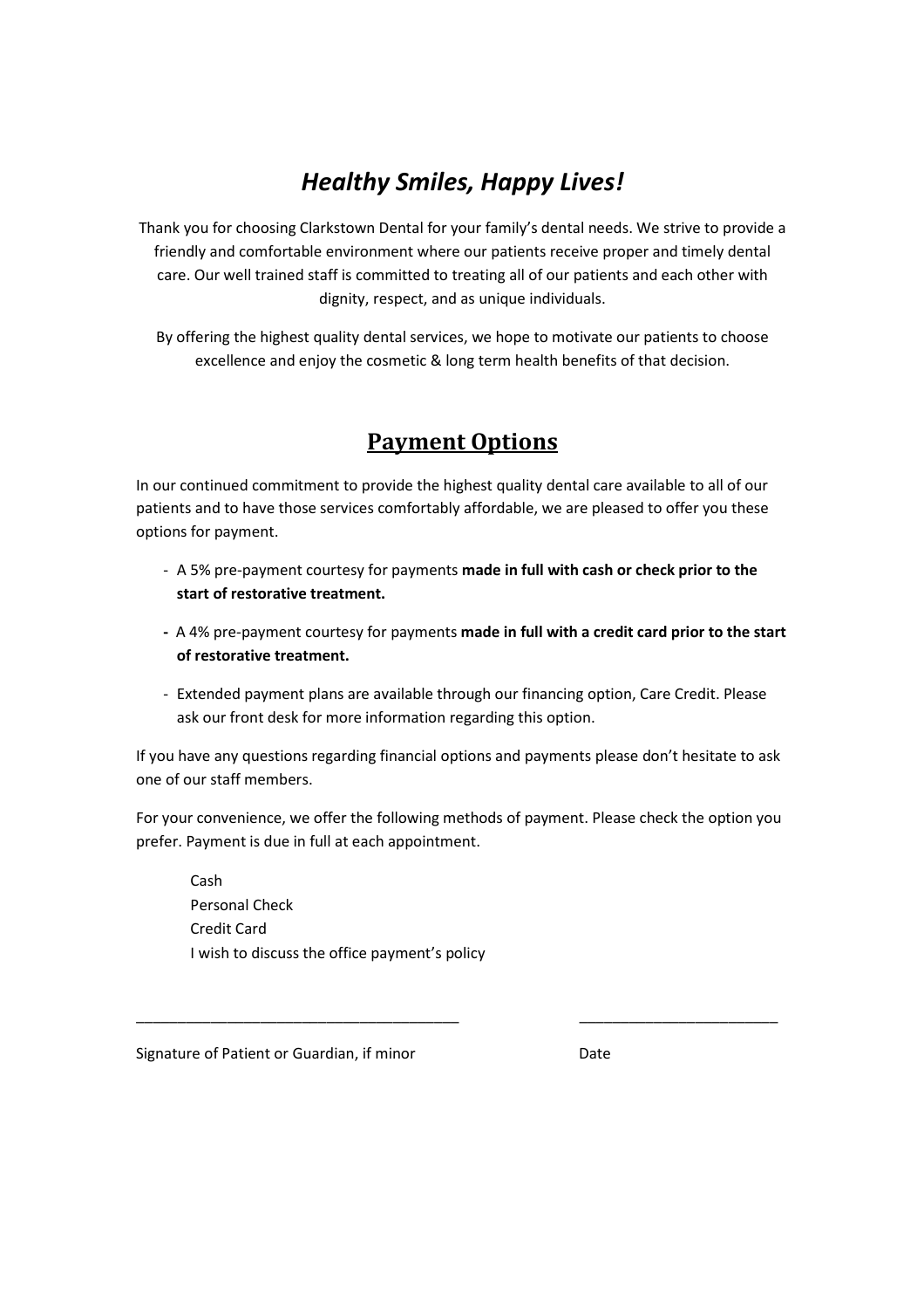# *Healthy Smiles, Happy Lives!*

Thank you for choosing Clarkstown Dental for your family's dental needs. We strive to provide a friendly and comfortable environment where our patients receive proper and timely dental care. Our well trained staff is committed to treating all of our patients and each other with dignity, respect, and as unique individuals.

By offering the highest quality dental services, we hope to motivate our patients to choose excellence and enjoy the cosmetic & long term health benefits of that decision.

## Payment Options

In our continued commitment to provide the highest quality dental care available to all of our patients and to have those services comfortably affordable, we are pleased to offer you these options for payment.

- A 5% pre-payment courtesy for payments **made in full with cash or check prior to the start of restorative treatment.**
- A 4% pre-payment courtesy for payments **made in full with a credit card prior to the start of restorative treatment.**
- Extended payment plans are available through our financing option, Care Credit. Please ask our front desk for more information regarding this option.

If you have any questions regarding financial options and payments please don't hesitate to ask one of our staff members.

For your convenience, we offer the following methods of payment. Please check the option you prefer. Payment is due in full at each appointment.

Cash
Personal Check
Credit Card
I wish to discuss the office payment's policy

_______________________________________ _________________________

Signature of Patient or Guardian, if minor Date